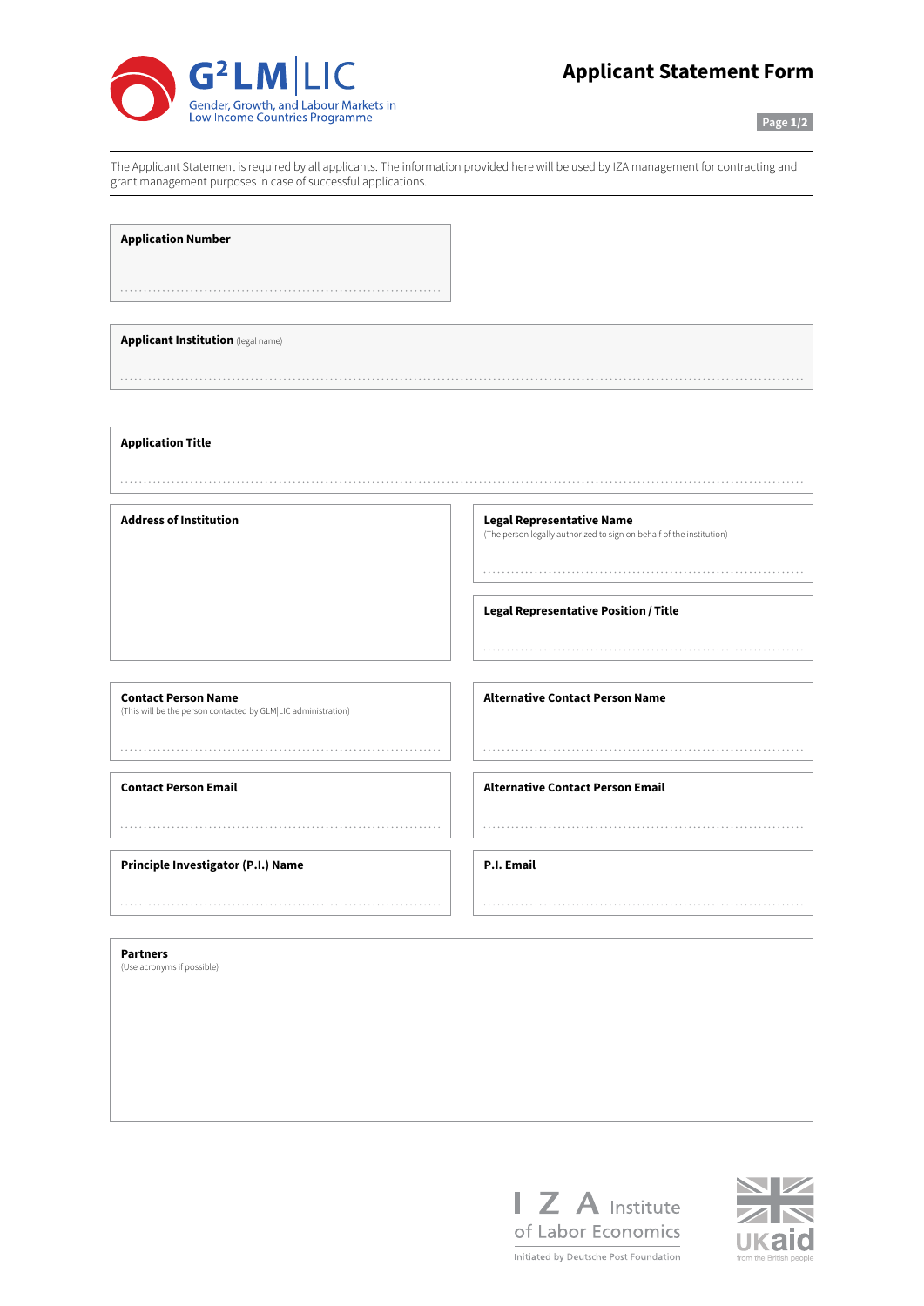G²LM|LIC

Gender, Growth, and Labour Markets in Low Income Countries Programme

# Applicant Statement Form

The Applicant Statement is required by all applicants. The information provided here will be used by IZA management for contracting and grant management purposes in case of successful applications.

**Application Number**

...................................................................

**Applicant Institution** (legal name)

...................................................................

**Application Title**

...................................................................

**Address of Institution**

**Legal Representative Name**
(The person legally authorized to sign on behalf of the institution)

...................................................................

**Legal Representative Position / Title**

...................................................................

**Contact Person Name**
(This will be the person contacted by GLM|LIC administration)

...................................................................

**Alternative Contact Person Name**

...................................................................

**Contact Person Email**

...................................................................

**Alternative Contact Person Email**

...................................................................

**Principle Investigator (P.I.) Name**

...................................................................

**P.I. Email**

...................................................................

**Partners**
(Use acronyms if possible)

IZA Institute of Labor Economics

Initiated by Deutsche Post Foundation

UKaid from the British people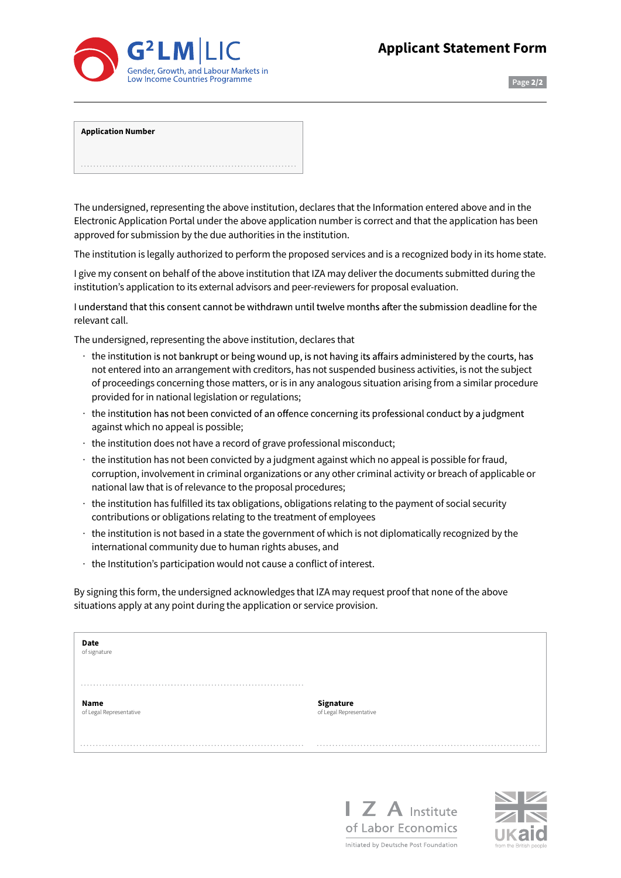# Applicant Statement Form

**Application Number**

.......................................................................

The undersigned, representing the above institution, declares that the Information entered above and in the Electronic Application Portal under the above application number is correct and that the application has been approved for submission by the due authorities in the institution.

The institution is legally authorized to perform the proposed services and is a recognized body in its home state.

I give my consent on behalf of the above institution that IZA may deliver the documents submitted during the institution's application to its external advisors and peer-reviewers for proposal evaluation.

I understand that this consent cannot be withdrawn until twelve months after the submission deadline for the relevant call.

The undersigned, representing the above institution, declares that

- the institution is not bankrupt or being wound up, is not having its affairs administered by the courts, has not entered into an arrangement with creditors, has not suspended business activities, is not the subject of proceedings concerning those matters, or is in any analogous situation arising from a similar procedure provided for in national legislation or regulations;
- the institution has not been convicted of an offence concerning its professional conduct by a judgment against which no appeal is possible;
- the institution does not have a record of grave professional misconduct;
- the institution has not been convicted by a judgment against which no appeal is possible for fraud, corruption, involvement in criminal organizations or any other criminal activity or breach of applicable or national law that is of relevance to the proposal procedures;
- the institution has fulfilled its tax obligations, obligations relating to the payment of social security contributions or obligations relating to the treatment of employees
- the institution is not based in a state the government of which is not diplomatically recognized by the international community due to human rights abuses, and
- the Institution's participation would not cause a conflict of interest.

By signing this form, the undersigned acknowledges that IZA may request proof that none of the above situations apply at any point during the application or service provision.

**Date**
of signature

.......................................................................

**Name**
of Legal Representative

.......................................................................

**Signature**
of Legal Representative

.......................................................................